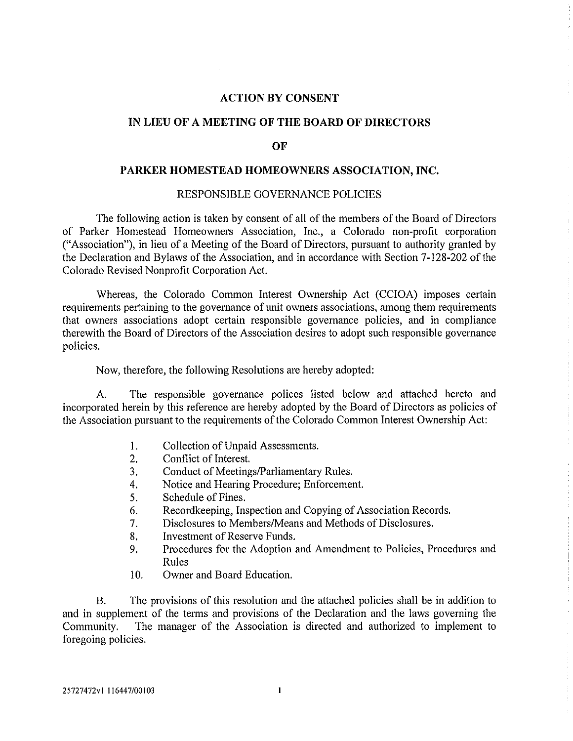# ACTION BY CONSENT

## IN LIEU OF A MEETING OF THE BOARD OF DIRECTORS

## OF

## PARKER HOMESTEAD HOMEOWNERS ASSOCIATION, INC.

### RESPONSIBLE GOVERNANCE POLICIES

The following action is taken by consent of all of the members of the Board of Directors of Parker Homestead Homeowners Association, Inc., a Colorado non-profit corporation ("Association"), in lieu of a Meeting of the Board of Directors, pursuant to authority granted by the Declaration and Bylaws of the Association, and in accordance with Section 7-128-202 of the Colorado Revised Nonprofit Corporation Act.

Whereas, the Colorado Common Interest Ownership Act (CCIOA) imposes certain requirements pertaining to the governance of unit owners associations, among them requirements that owners associations adopt certain responsible governance policies, and in compliance therewith the Board of Directors of the Association desires to adopt such responsible governance policies.

Now, therefore, the following Resolutions are hereby adopted:

A. The responsible governance polices listed below and attached hereto and incorporated herein by this reference are hereby adopted by the Board of Directors as policies of the Association pursuant to the requirements of the Colorado Common Interest Ownership Act:

1. Collection of Unpaid Assessments.
2. Conflict of Interest.
3. Conduct of Meetings/Parliamentary Rules.
4. Notice and Hearing Procedure; Enforcement.
5. Schedule of Fines.
6. Recordkeeping, Inspection and Copying of Association Records.
7. Disclosures to Members/Means and Methods of Disclosures.
8. Investment of Reserve Funds.
9. Procedures for the Adoption and Amendment to Policies, Procedures and Rules
10. Owner and Board Education.

B. The provisions of this resolution and the attached policies shall be in addition to and in supplement of the terms and provisions of the Declaration and the laws governing the Community. The manager of the Association is directed and authorized to implement to foregoing policies.

25727472v1 116447/00103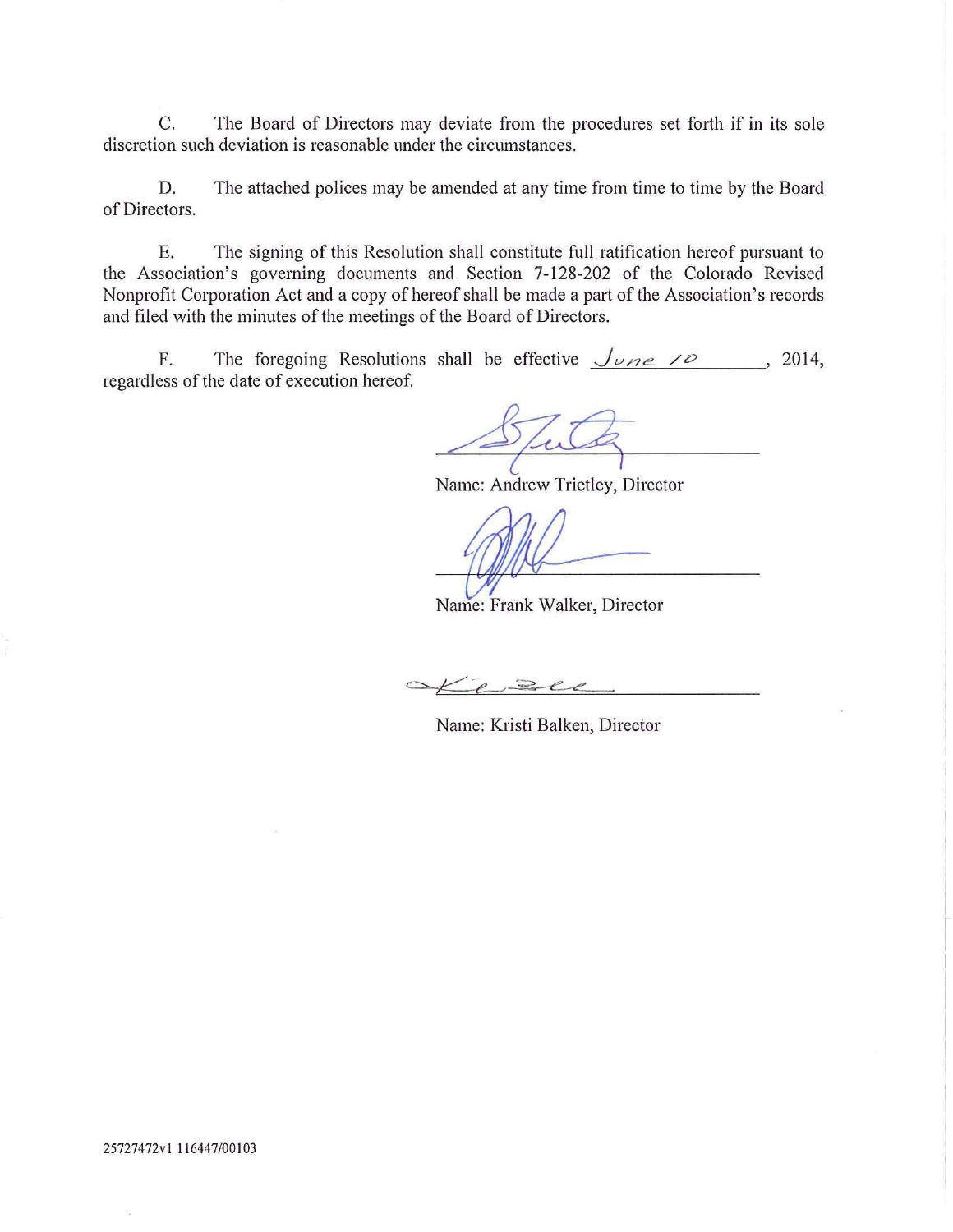C. The Board of Directors may deviate from the procedures set forth if in its sole discretion such deviation is reasonable under the circumstances.

D. The attached polices may be amended at any time from time to time by the Board of Directors.

E. The signing of this Resolution shall constitute full ratification hereof pursuant to the Association's governing documents and Section 7-128-202 of the Colorado Revised Nonprofit Corporation Act and a copy of hereof shall be made a part of the Association's records and filed with the minutes of the meetings of the Board of Directors.

F. The foregoing Resolutions shall be effective June 10, 2014, regardless of the date of execution hereof.

\_\_\_\_\_\_\_\_\_\_\_\_\_\_\_\_\_\_\_\_\_\_\_\_\_\_\_\_

Name: Andrew Trietley, Director

\_\_\_\_\_\_\_\_\_\_\_\_\_\_\_\_\_\_\_\_\_\_\_\_\_\_\_\_

Name: Frank Walker, Director

\_\_\_\_\_\_\_\_\_\_\_\_\_\_\_\_\_\_\_\_\_\_\_\_\_\_\_\_

Name: Kristi Balken, Director

25727472v1 116447/00103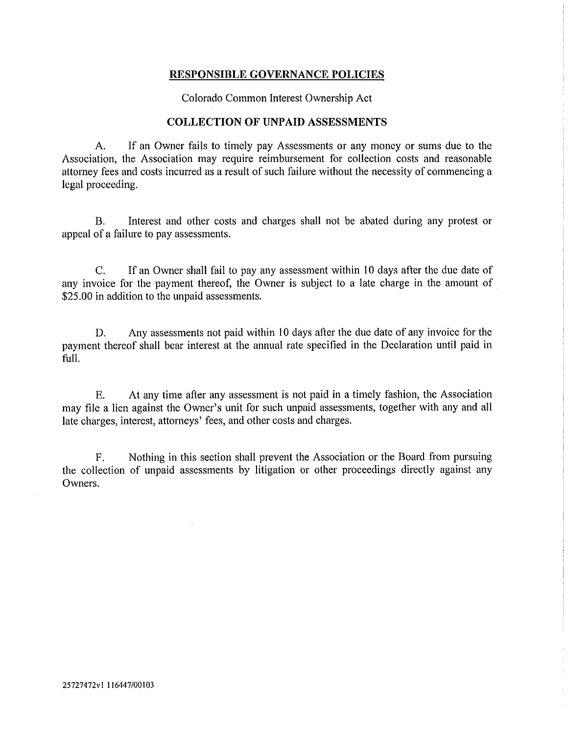# RESPONSIBLE GOVERNANCE POLICIES

Colorado Common Interest Ownership Act

## COLLECTION OF UNPAID ASSESSMENTS

A. If an Owner fails to timely pay Assessments or any money or sums due to the Association, the Association may require reimbursement for collection costs and reasonable attorney fees and costs incurred as a result of such failure without the necessity of commencing a legal proceeding.

B. Interest and other costs and charges shall not be abated during any protest or appeal of a failure to pay assessments.

C. If an Owner shall fail to pay any assessment within 10 days after the due date of any invoice for the payment thereof, the Owner is subject to a late charge in the amount of $25.00 in addition to the unpaid assessments.

D. Any assessments not paid within 10 days after the due date of any invoice for the payment thereof shall bear interest at the annual rate specified in the Declaration until paid in full.

E. At any time after any assessment is not paid in a timely fashion, the Association may file a lien against the Owner's unit for such unpaid assessments, together with any and all late charges, interest, attorneys' fees, and other costs and charges.

F. Nothing in this section shall prevent the Association or the Board from pursuing the collection of unpaid assessments by litigation or other proceedings directly against any Owners.

25727472v1 116447/00103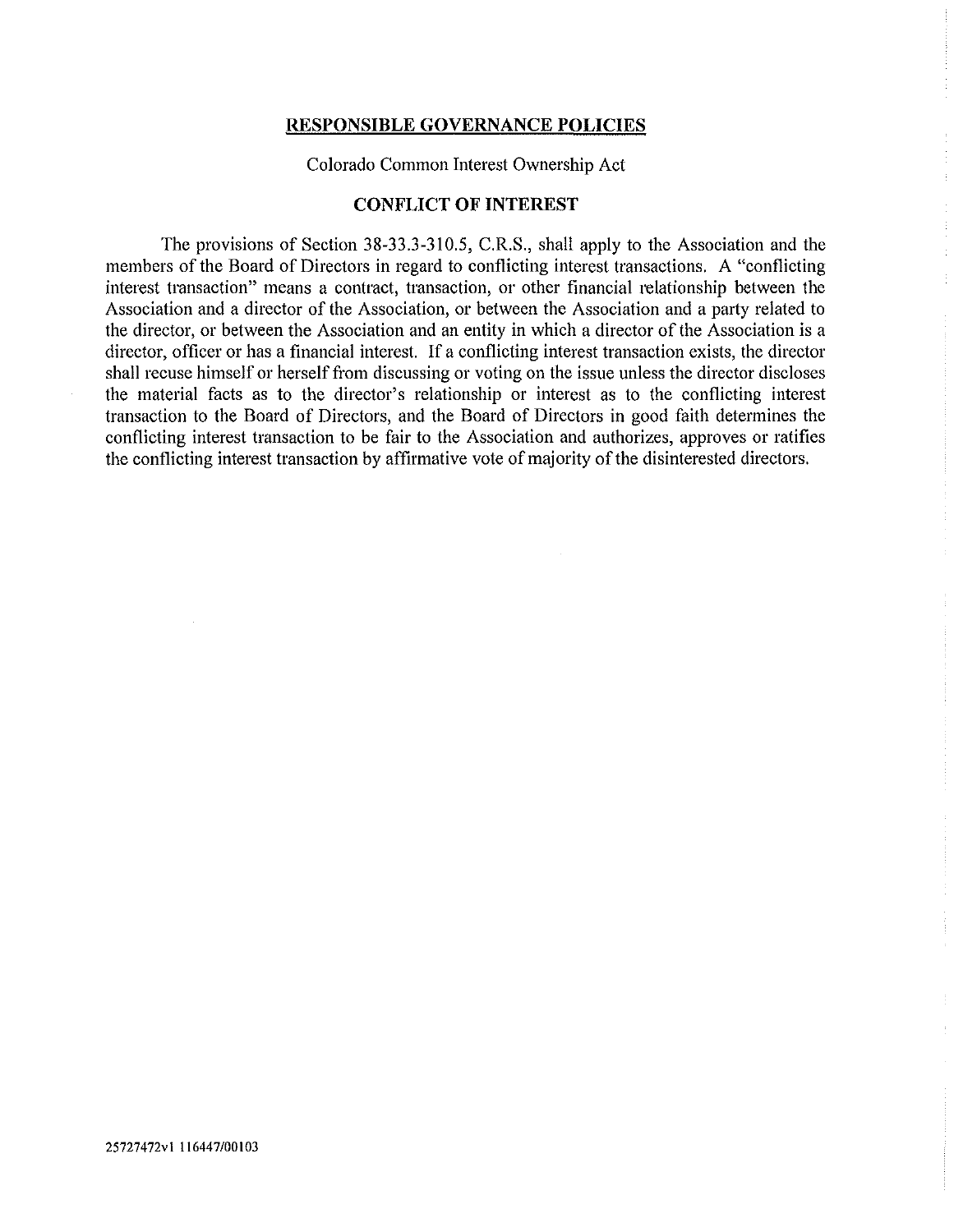## RESPONSIBLE GOVERNANCE POLICIES

Colorado Common Interest Ownership Act

### CONFLICT OF INTEREST

The provisions of Section 38-33.3-310.5, C.R.S., shall apply to the Association and the members of the Board of Directors in regard to conflicting interest transactions. A "conflicting interest transaction" means a contract, transaction, or other financial relationship between the Association and a director of the Association, or between the Association and a party related to the director, or between the Association and an entity in which a director of the Association is a director, officer or has a financial interest. If a conflicting interest transaction exists, the director shall recuse himself or herself from discussing or voting on the issue unless the director discloses the material facts as to the director's relationship or interest as to the conflicting interest transaction to the Board of Directors, and the Board of Directors in good faith determines the conflicting interest transaction to be fair to the Association and authorizes, approves or ratifies the conflicting interest transaction by affirmative vote of majority of the disinterested directors.

25727472v1 116447/00103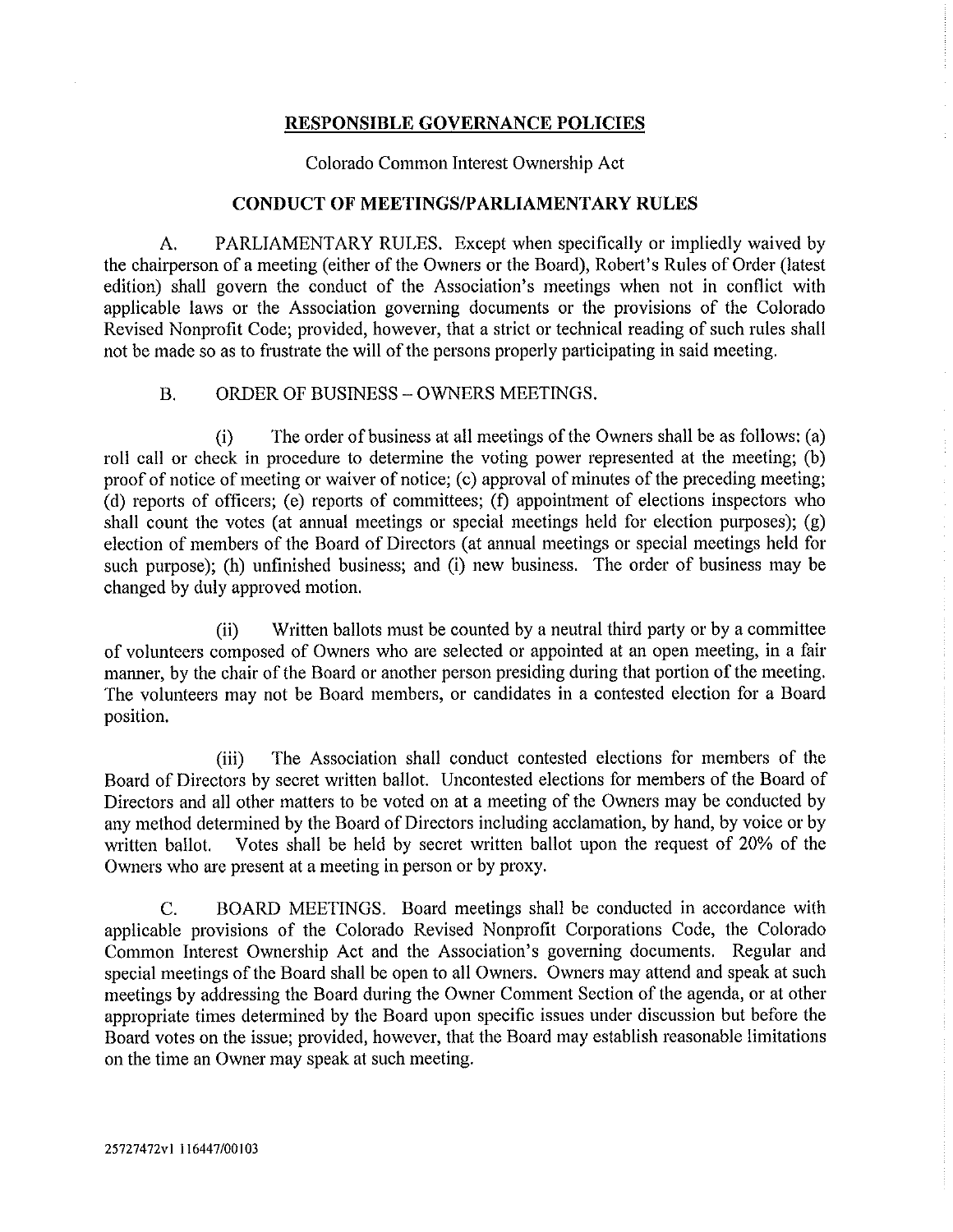## RESPONSIBLE GOVERNANCE POLICIES

Colorado Common Interest Ownership Act

### CONDUCT OF MEETINGS/PARLIAMENTARY RULES

A. PARLIAMENTARY RULES. Except when specifically or impliedly waived by the chairperson of a meeting (either of the Owners or the Board), Robert's Rules of Order (latest edition) shall govern the conduct of the Association's meetings when not in conflict with applicable laws or the Association governing documents or the provisions of the Colorado Revised Nonprofit Code; provided, however, that a strict or technical reading of such rules shall not be made so as to frustrate the will of the persons properly participating in said meeting.

B. ORDER OF BUSINESS – OWNERS MEETINGS.

(i) The order of business at all meetings of the Owners shall be as follows: (a) roll call or check in procedure to determine the voting power represented at the meeting; (b) proof of notice of meeting or waiver of notice; (c) approval of minutes of the preceding meeting; (d) reports of officers; (e) reports of committees; (f) appointment of elections inspectors who shall count the votes (at annual meetings or special meetings held for election purposes); (g) election of members of the Board of Directors (at annual meetings or special meetings held for such purpose); (h) unfinished business; and (i) new business. The order of business may be changed by duly approved motion.

(ii) Written ballots must be counted by a neutral third party or by a committee of volunteers composed of Owners who are selected or appointed at an open meeting, in a fair manner, by the chair of the Board or another person presiding during that portion of the meeting. The volunteers may not be Board members, or candidates in a contested election for a Board position.

(iii) The Association shall conduct contested elections for members of the Board of Directors by secret written ballot. Uncontested elections for members of the Board of Directors and all other matters to be voted on at a meeting of the Owners may be conducted by any method determined by the Board of Directors including acclamation, by hand, by voice or by written ballot. Votes shall be held by secret written ballot upon the request of 20% of the Owners who are present at a meeting in person or by proxy.

C. BOARD MEETINGS. Board meetings shall be conducted in accordance with applicable provisions of the Colorado Revised Nonprofit Corporations Code, the Colorado Common Interest Ownership Act and the Association's governing documents. Regular and special meetings of the Board shall be open to all Owners. Owners may attend and speak at such meetings by addressing the Board during the Owner Comment Section of the agenda, or at other appropriate times determined by the Board upon specific issues under discussion but before the Board votes on the issue; provided, however, that the Board may establish reasonable limitations on the time an Owner may speak at such meeting.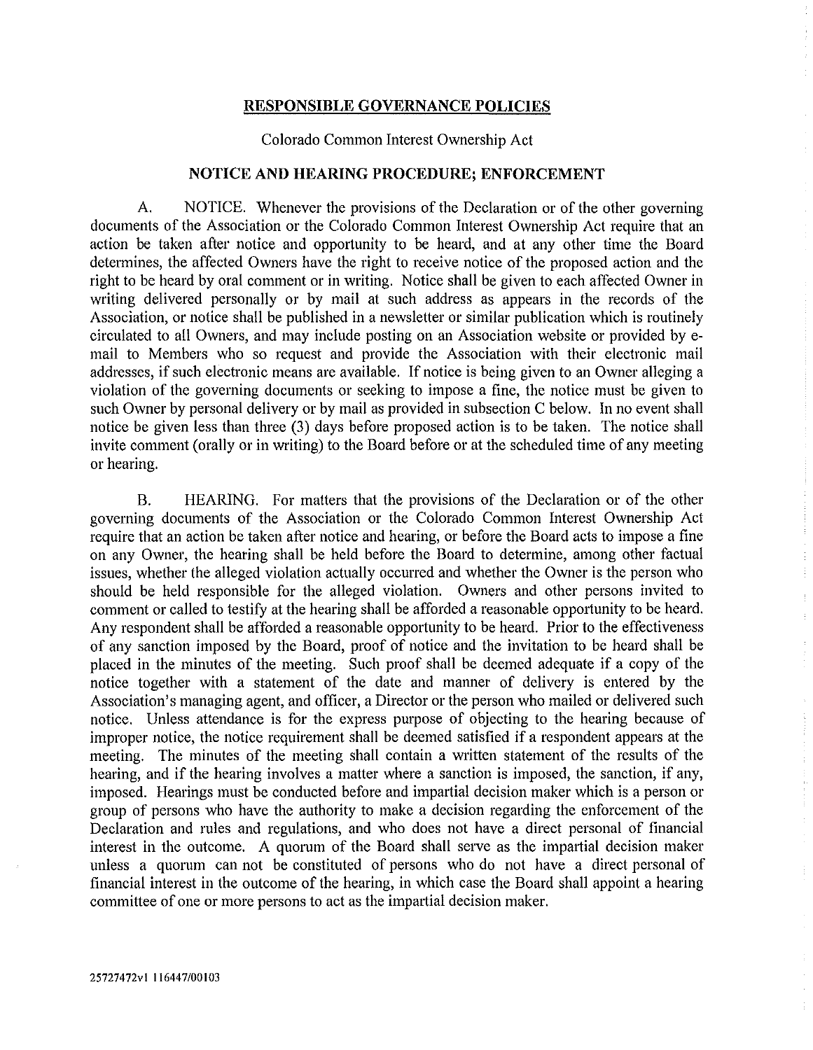## RESPONSIBLE GOVERNANCE POLICIES

Colorado Common Interest Ownership Act

### NOTICE AND HEARING PROCEDURE; ENFORCEMENT

A. NOTICE. Whenever the provisions of the Declaration or of the other governing documents of the Association or the Colorado Common Interest Ownership Act require that an action be taken after notice and opportunity to be heard, and at any other time the Board determines, the affected Owners have the right to receive notice of the proposed action and the right to be heard by oral comment or in writing. Notice shall be given to each affected Owner in writing delivered personally or by mail at such address as appears in the records of the Association, or notice shall be published in a newsletter or similar publication which is routinely circulated to all Owners, and may include posting on an Association website or provided by e-mail to Members who so request and provide the Association with their electronic mail addresses, if such electronic means are available. If notice is being given to an Owner alleging a violation of the governing documents or seeking to impose a fine, the notice must be given to such Owner by personal delivery or by mail as provided in subsection C below. In no event shall notice be given less than three (3) days before proposed action is to be taken. The notice shall invite comment (orally or in writing) to the Board before or at the scheduled time of any meeting or hearing.

B. HEARING. For matters that the provisions of the Declaration or of the other governing documents of the Association or the Colorado Common Interest Ownership Act require that an action be taken after notice and hearing, or before the Board acts to impose a fine on any Owner, the hearing shall be held before the Board to determine, among other factual issues, whether the alleged violation actually occurred and whether the Owner is the person who should be held responsible for the alleged violation. Owners and other persons invited to comment or called to testify at the hearing shall be afforded a reasonable opportunity to be heard. Any respondent shall be afforded a reasonable opportunity to be heard. Prior to the effectiveness of any sanction imposed by the Board, proof of notice and the invitation to be heard shall be placed in the minutes of the meeting. Such proof shall be deemed adequate if a copy of the notice together with a statement of the date and manner of delivery is entered by the Association's managing agent, and officer, a Director or the person who mailed or delivered such notice. Unless attendance is for the express purpose of objecting to the hearing because of improper notice, the notice requirement shall be deemed satisfied if a respondent appears at the meeting. The minutes of the meeting shall contain a written statement of the results of the hearing, and if the hearing involves a matter where a sanction is imposed, the sanction, if any, imposed. Hearings must be conducted before and impartial decision maker which is a person or group of persons who have the authority to make a decision regarding the enforcement of the Declaration and rules and regulations, and who does not have a direct personal of financial interest in the outcome. A quorum of the Board shall serve as the impartial decision maker unless a quorum can not be constituted of persons who do not have a direct personal of financial interest in the outcome of the hearing, in which case the Board shall appoint a hearing committee of one or more persons to act as the impartial decision maker.

25727472v1 116447/00103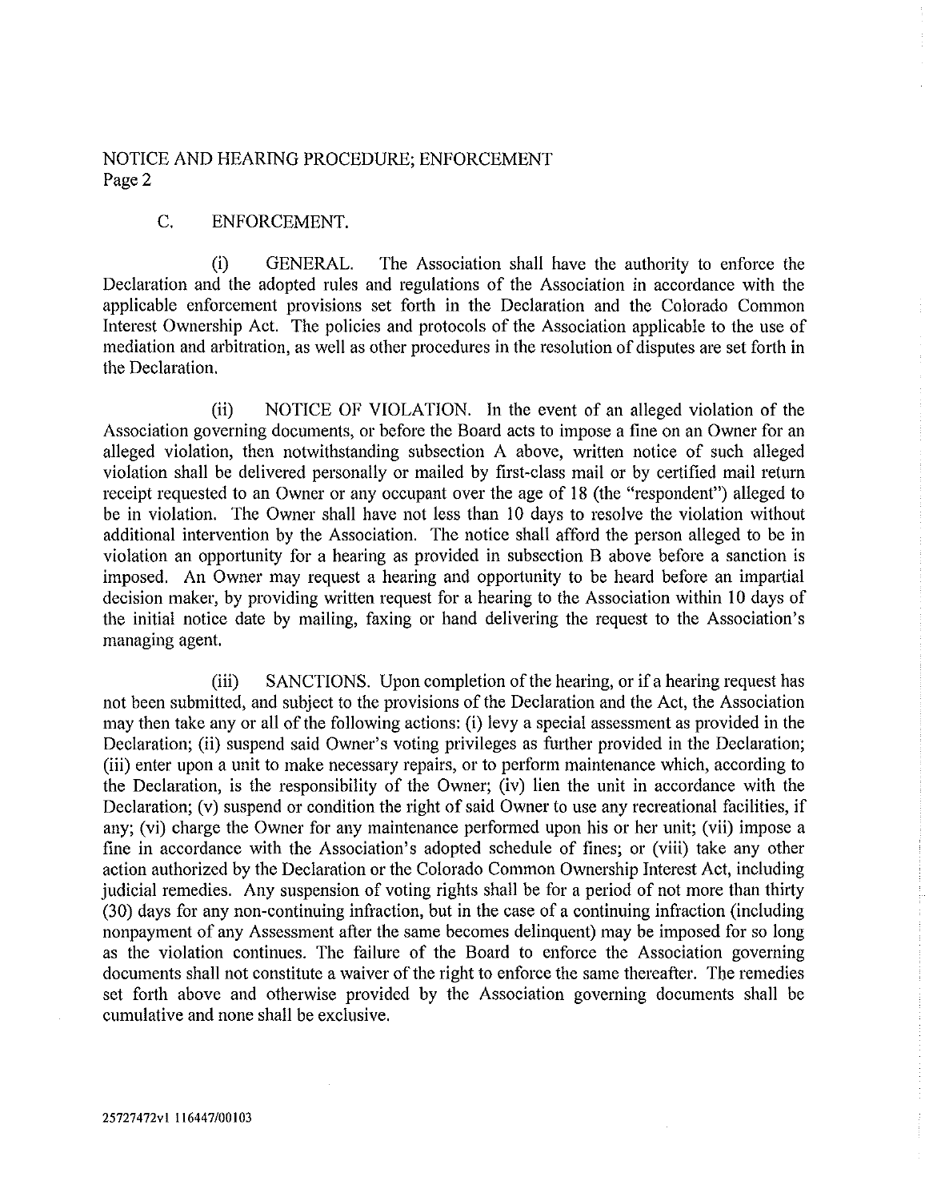## C. ENFORCEMENT.

(i) GENERAL. The Association shall have the authority to enforce the Declaration and the adopted rules and regulations of the Association in accordance with the applicable enforcement provisions set forth in the Declaration and the Colorado Common Interest Ownership Act. The policies and protocols of the Association applicable to the use of mediation and arbitration, as well as other procedures in the resolution of disputes are set forth in the Declaration.

(ii) NOTICE OF VIOLATION. In the event of an alleged violation of the Association governing documents, or before the Board acts to impose a fine on an Owner for an alleged violation, then notwithstanding subsection A above, written notice of such alleged violation shall be delivered personally or mailed by first-class mail or by certified mail return receipt requested to an Owner or any occupant over the age of 18 (the "respondent") alleged to be in violation. The Owner shall have not less than 10 days to resolve the violation without additional intervention by the Association. The notice shall afford the person alleged to be in violation an opportunity for a hearing as provided in subsection B above before a sanction is imposed. An Owner may request a hearing and opportunity to be heard before an impartial decision maker, by providing written request for a hearing to the Association within 10 days of the initial notice date by mailing, faxing or hand delivering the request to the Association's managing agent.

(iii) SANCTIONS. Upon completion of the hearing, or if a hearing request has not been submitted, and subject to the provisions of the Declaration and the Act, the Association may then take any or all of the following actions: (i) levy a special assessment as provided in the Declaration; (ii) suspend said Owner's voting privileges as further provided in the Declaration; (iii) enter upon a unit to make necessary repairs, or to perform maintenance which, according to the Declaration, is the responsibility of the Owner; (iv) lien the unit in accordance with the Declaration; (v) suspend or condition the right of said Owner to use any recreational facilities, if any; (vi) charge the Owner for any maintenance performed upon his or her unit; (vii) impose a fine in accordance with the Association's adopted schedule of fines; or (viii) take any other action authorized by the Declaration or the Colorado Common Ownership Interest Act, including judicial remedies. Any suspension of voting rights shall be for a period of not more than thirty (30) days for any non-continuing infraction, but in the case of a continuing infraction (including nonpayment of any Assessment after the same becomes delinquent) may be imposed for so long as the violation continues. The failure of the Board to enforce the Association governing documents shall not constitute a waiver of the right to enforce the same thereafter. The remedies set forth above and otherwise provided by the Association governing documents shall be cumulative and none shall be exclusive.

25727472v1 116447/00103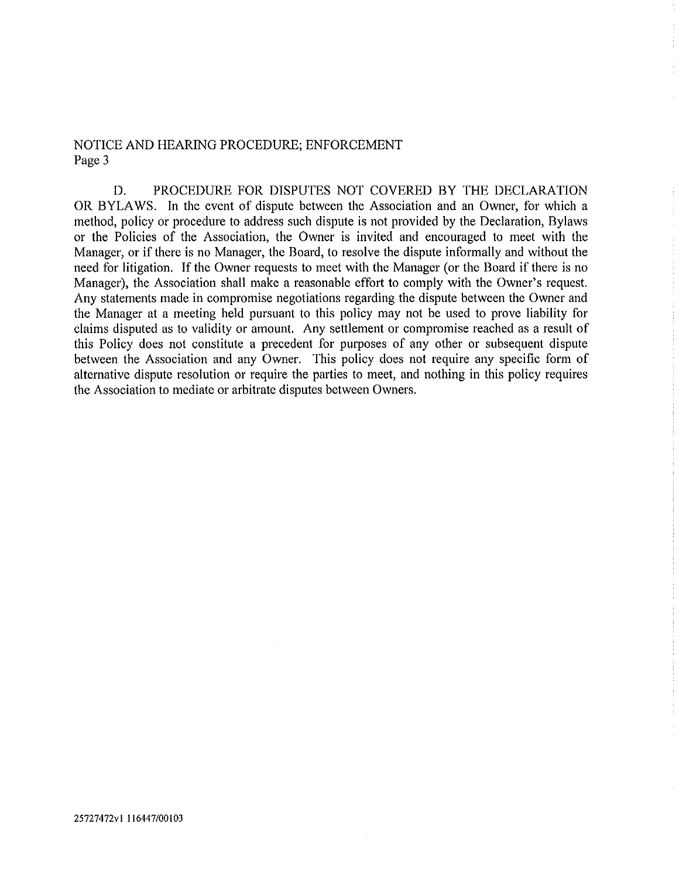D. PROCEDURE FOR DISPUTES NOT COVERED BY THE DECLARATION OR BYLAWS. In the event of dispute between the Association and an Owner, for which a method, policy or procedure to address such dispute is not provided by the Declaration, Bylaws or the Policies of the Association, the Owner is invited and encouraged to meet with the Manager, or if there is no Manager, the Board, to resolve the dispute informally and without the need for litigation. If the Owner requests to meet with the Manager (or the Board if there is no Manager), the Association shall make a reasonable effort to comply with the Owner's request. Any statements made in compromise negotiations regarding the dispute between the Owner and the Manager at a meeting held pursuant to this policy may not be used to prove liability for claims disputed as to validity or amount. Any settlement or compromise reached as a result of this Policy does not constitute a precedent for purposes of any other or subsequent dispute between the Association and any Owner. This policy does not require any specific form of alternative dispute resolution or require the parties to meet, and nothing in this policy requires the Association to mediate or arbitrate disputes between Owners.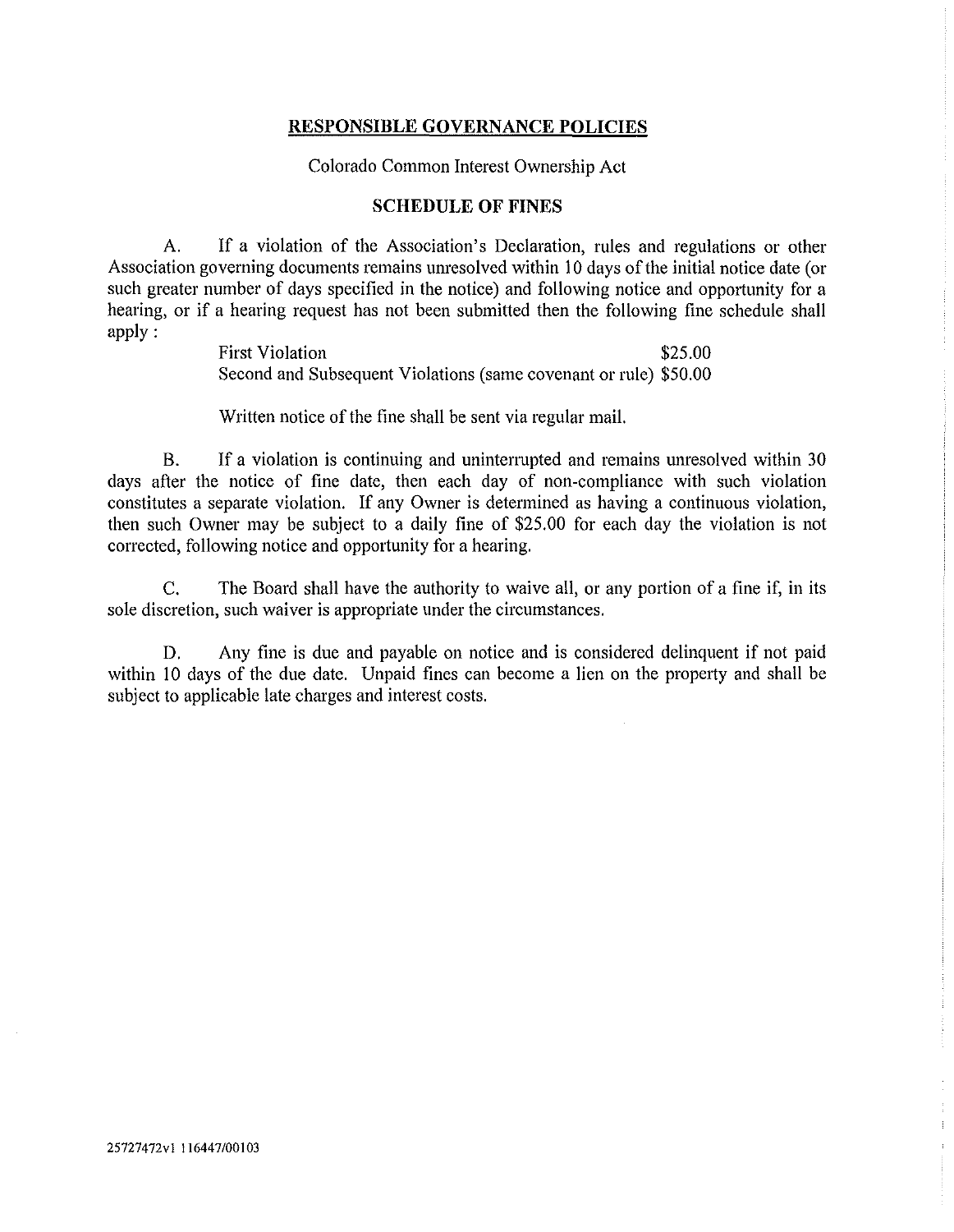## RESPONSIBLE GOVERNANCE POLICIES

Colorado Common Interest Ownership Act

### SCHEDULE OF FINES

A. If a violation of the Association's Declaration, rules and regulations or other Association governing documents remains unresolved within 10 days of the initial notice date (or such greater number of days specified in the notice) and following notice and opportunity for a hearing, or if a hearing request has not been submitted then the following fine schedule shall apply :

| | |
|---|---|
| First Violation | $25.00 |
| Second and Subsequent Violations (same covenant or rule) | $50.00 |

Written notice of the fine shall be sent via regular mail.

B. If a violation is continuing and uninterrupted and remains unresolved within 30 days after the notice of fine date, then each day of non-compliance with such violation constitutes a separate violation. If any Owner is determined as having a continuous violation, then such Owner may be subject to a daily fine of $25.00 for each day the violation is not corrected, following notice and opportunity for a hearing.

C. The Board shall have the authority to waive all, or any portion of a fine if, in its sole discretion, such waiver is appropriate under the circumstances.

D. Any fine is due and payable on notice and is considered delinquent if not paid within 10 days of the due date. Unpaid fines can become a lien on the property and shall be subject to applicable late charges and interest costs.

25727472v1 116447/00103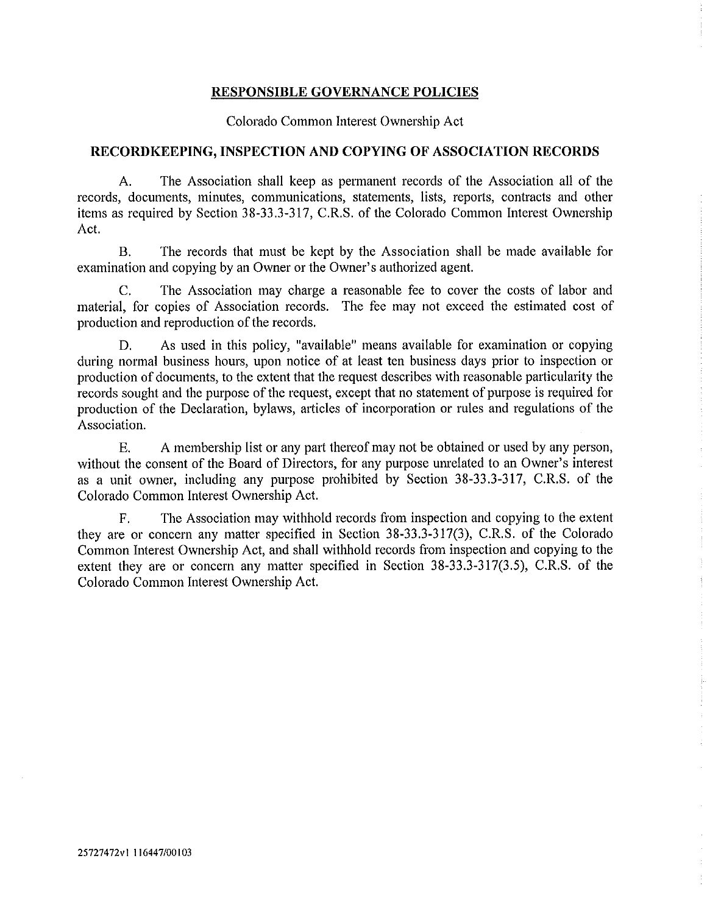## RESPONSIBLE GOVERNANCE POLICIES

Colorado Common Interest Ownership Act

## RECORDKEEPING, INSPECTION AND COPYING OF ASSOCIATION RECORDS

A. The Association shall keep as permanent records of the Association all of the records, documents, minutes, communications, statements, lists, reports, contracts and other items as required by Section 38-33.3-317, C.R.S. of the Colorado Common Interest Ownership Act.

B. The records that must be kept by the Association shall be made available for examination and copying by an Owner or the Owner's authorized agent.

C. The Association may charge a reasonable fee to cover the costs of labor and material, for copies of Association records. The fee may not exceed the estimated cost of production and reproduction of the records.

D. As used in this policy, "available" means available for examination or copying during normal business hours, upon notice of at least ten business days prior to inspection or production of documents, to the extent that the request describes with reasonable particularity the records sought and the purpose of the request, except that no statement of purpose is required for production of the Declaration, bylaws, articles of incorporation or rules and regulations of the Association.

E. A membership list or any part thereof may not be obtained or used by any person, without the consent of the Board of Directors, for any purpose unrelated to an Owner's interest as a unit owner, including any purpose prohibited by Section 38-33.3-317, C.R.S. of the Colorado Common Interest Ownership Act.

F. The Association may withhold records from inspection and copying to the extent they are or concern any matter specified in Section 38-33.3-317(3), C.R.S. of the Colorado Common Interest Ownership Act, and shall withhold records from inspection and copying to the extent they are or concern any matter specified in Section 38-33.3-317(3.5), C.R.S. of the Colorado Common Interest Ownership Act.

25727472v1 116447/00103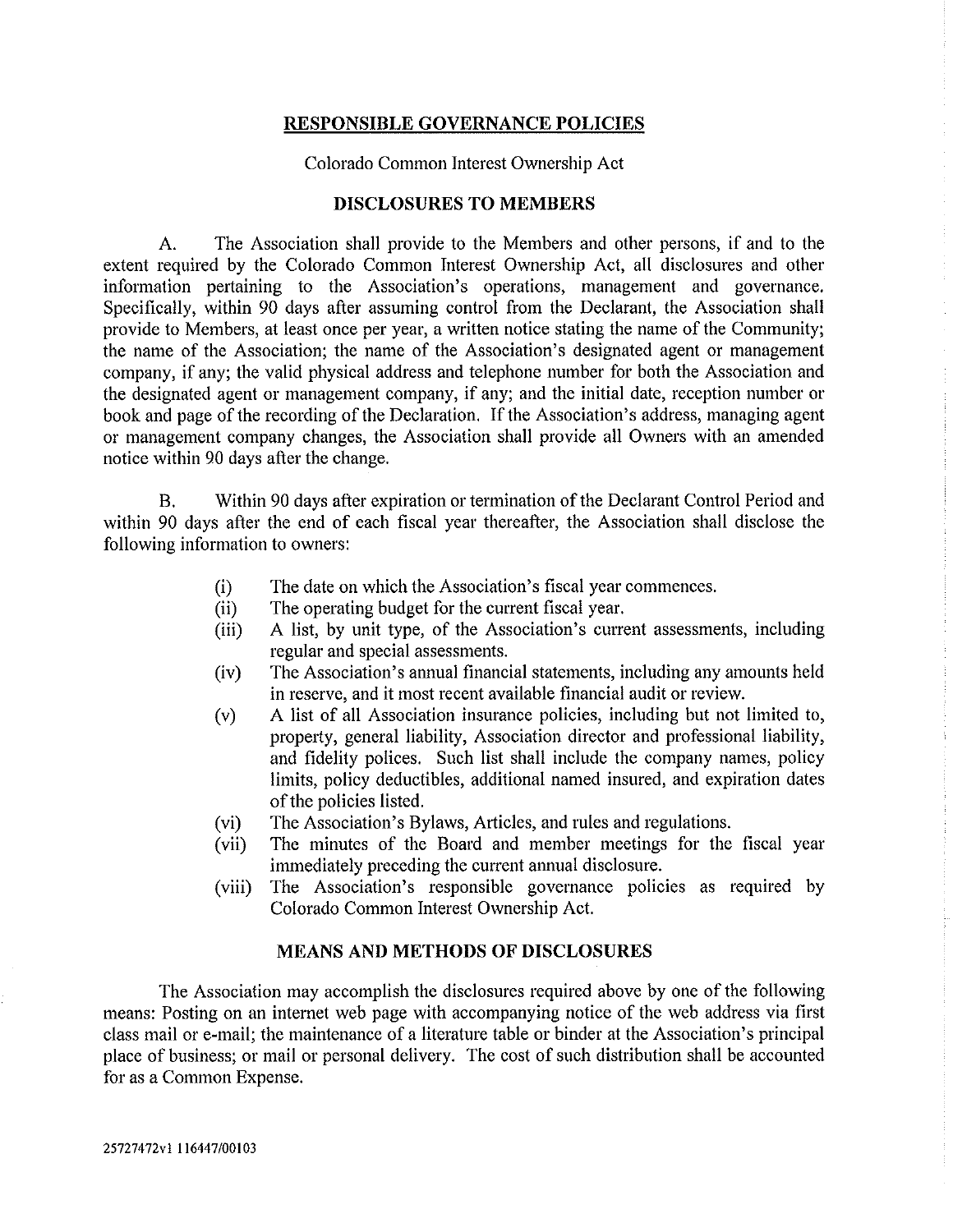# RESPONSIBLE GOVERNANCE POLICIES

Colorado Common Interest Ownership Act

## DISCLOSURES TO MEMBERS

A. The Association shall provide to the Members and other persons, if and to the extent required by the Colorado Common Interest Ownership Act, all disclosures and other information pertaining to the Association's operations, management and governance. Specifically, within 90 days after assuming control from the Declarant, the Association shall provide to Members, at least once per year, a written notice stating the name of the Community; the name of the Association; the name of the Association's designated agent or management company, if any; the valid physical address and telephone number for both the Association and the designated agent or management company, if any; and the initial date, reception number or book and page of the recording of the Declaration. If the Association's address, managing agent or management company changes, the Association shall provide all Owners with an amended notice within 90 days after the change.

B. Within 90 days after expiration or termination of the Declarant Control Period and within 90 days after the end of each fiscal year thereafter, the Association shall disclose the following information to owners:

(i) The date on which the Association's fiscal year commences.

(ii) The operating budget for the current fiscal year.

(iii) A list, by unit type, of the Association's current assessments, including regular and special assessments.

(iv) The Association's annual financial statements, including any amounts held in reserve, and it most recent available financial audit or review.

(v) A list of all Association insurance policies, including but not limited to, property, general liability, Association director and professional liability, and fidelity polices. Such list shall include the company names, policy limits, policy deductibles, additional named insured, and expiration dates of the policies listed.

(vi) The Association's Bylaws, Articles, and rules and regulations.

(vii) The minutes of the Board and member meetings for the fiscal year immediately preceding the current annual disclosure.

(viii) The Association's responsible governance policies as required by Colorado Common Interest Ownership Act.

## MEANS AND METHODS OF DISCLOSURES

The Association may accomplish the disclosures required above by one of the following means: Posting on an internet web page with accompanying notice of the web address via first class mail or e-mail; the maintenance of a literature table or binder at the Association's principal place of business; or mail or personal delivery. The cost of such distribution shall be accounted for as a Common Expense.

25727472v1 116447/00103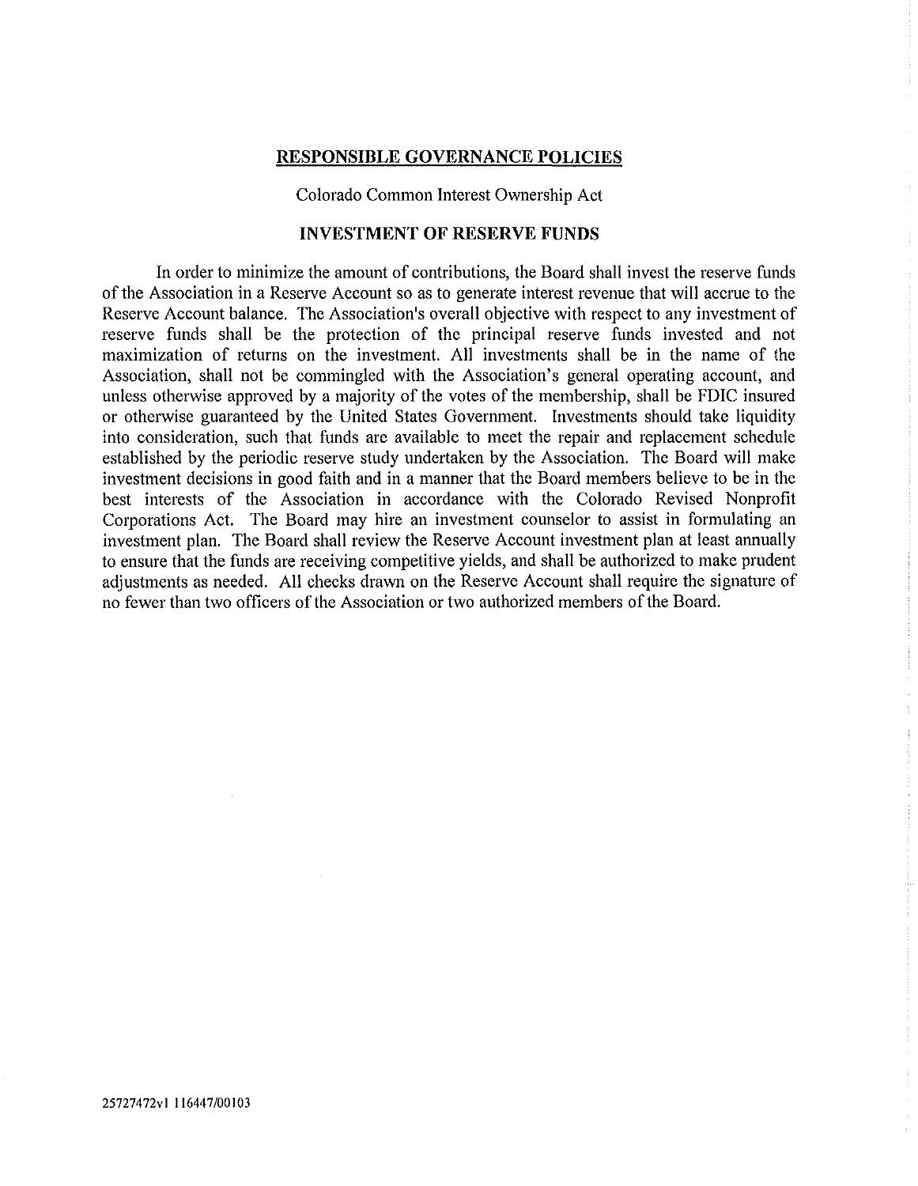## RESPONSIBLE GOVERNANCE POLICIES

Colorado Common Interest Ownership Act

### INVESTMENT OF RESERVE FUNDS

In order to minimize the amount of contributions, the Board shall invest the reserve funds of the Association in a Reserve Account so as to generate interest revenue that will accrue to the Reserve Account balance. The Association's overall objective with respect to any investment of reserve funds shall be the protection of the principal reserve funds invested and not maximization of returns on the investment. All investments shall be in the name of the Association, shall not be commingled with the Association's general operating account, and unless otherwise approved by a majority of the votes of the membership, shall be FDIC insured or otherwise guaranteed by the United States Government. Investments should take liquidity into consideration, such that funds are available to meet the repair and replacement schedule established by the periodic reserve study undertaken by the Association. The Board will make investment decisions in good faith and in a manner that the Board members believe to be in the best interests of the Association in accordance with the Colorado Revised Nonprofit Corporations Act. The Board may hire an investment counselor to assist in formulating an investment plan. The Board shall review the Reserve Account investment plan at least annually to ensure that the funds are receiving competitive yields, and shall be authorized to make prudent adjustments as needed. All checks drawn on the Reserve Account shall require the signature of no fewer than two officers of the Association or two authorized members of the Board.

25727472v1 116447/00103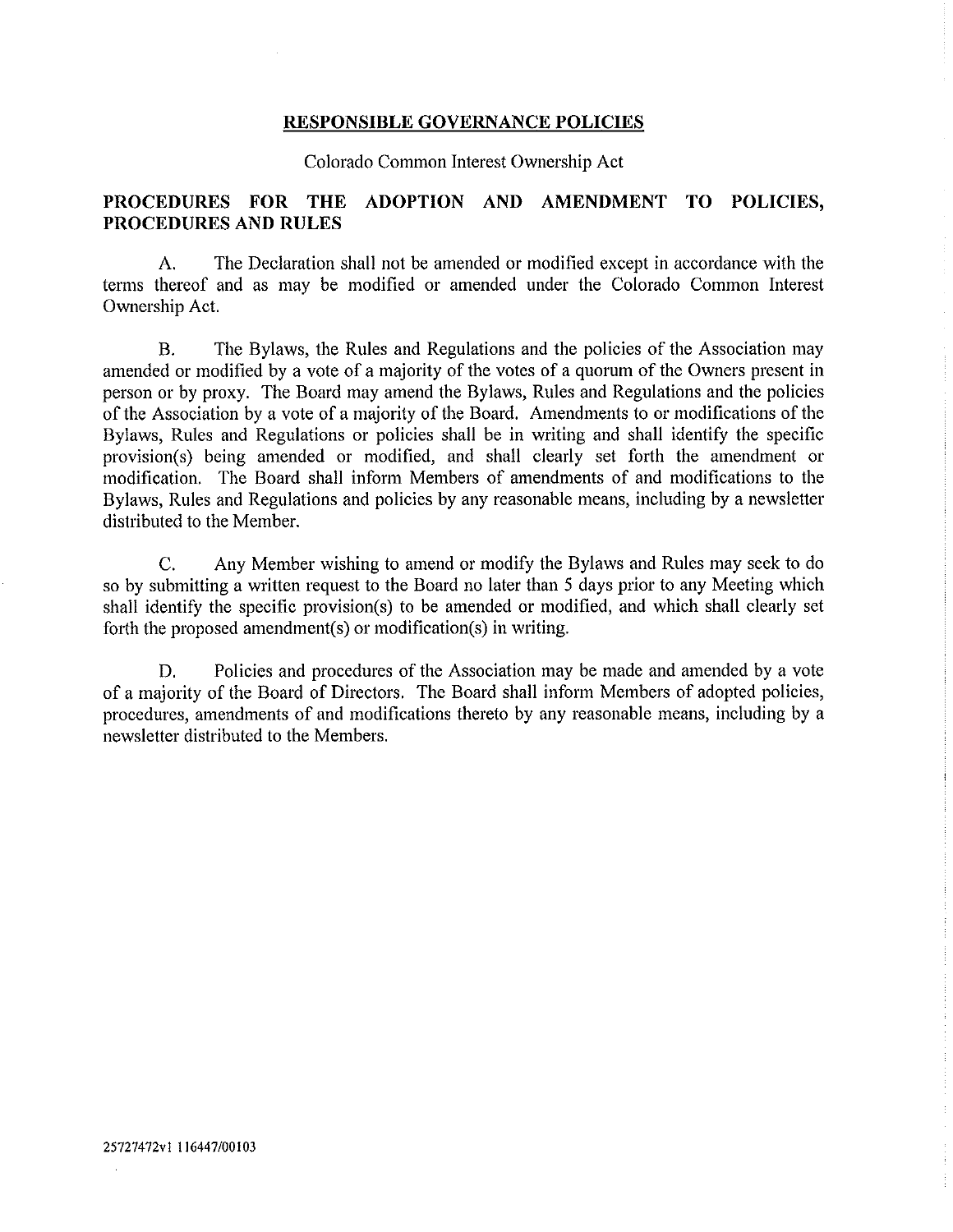## RESPONSIBLE GOVERNANCE POLICIES

Colorado Common Interest Ownership Act

### PROCEDURES FOR THE ADOPTION AND AMENDMENT TO POLICIES, PROCEDURES AND RULES

A. The Declaration shall not be amended or modified except in accordance with the terms thereof and as may be modified or amended under the Colorado Common Interest Ownership Act.

B. The Bylaws, the Rules and Regulations and the policies of the Association may amended or modified by a vote of a majority of the votes of a quorum of the Owners present in person or by proxy. The Board may amend the Bylaws, Rules and Regulations and the policies of the Association by a vote of a majority of the Board. Amendments to or modifications of the Bylaws, Rules and Regulations or policies shall be in writing and shall identify the specific provision(s) being amended or modified, and shall clearly set forth the amendment or modification. The Board shall inform Members of amendments of and modifications to the Bylaws, Rules and Regulations and policies by any reasonable means, including by a newsletter distributed to the Member.

C. Any Member wishing to amend or modify the Bylaws and Rules may seek to do so by submitting a written request to the Board no later than 5 days prior to any Meeting which shall identify the specific provision(s) to be amended or modified, and which shall clearly set forth the proposed amendment(s) or modification(s) in writing.

D. Policies and procedures of the Association may be made and amended by a vote of a majority of the Board of Directors. The Board shall inform Members of adopted policies, procedures, amendments of and modifications thereto by any reasonable means, including by a newsletter distributed to the Members.

25727472v1 116447/00103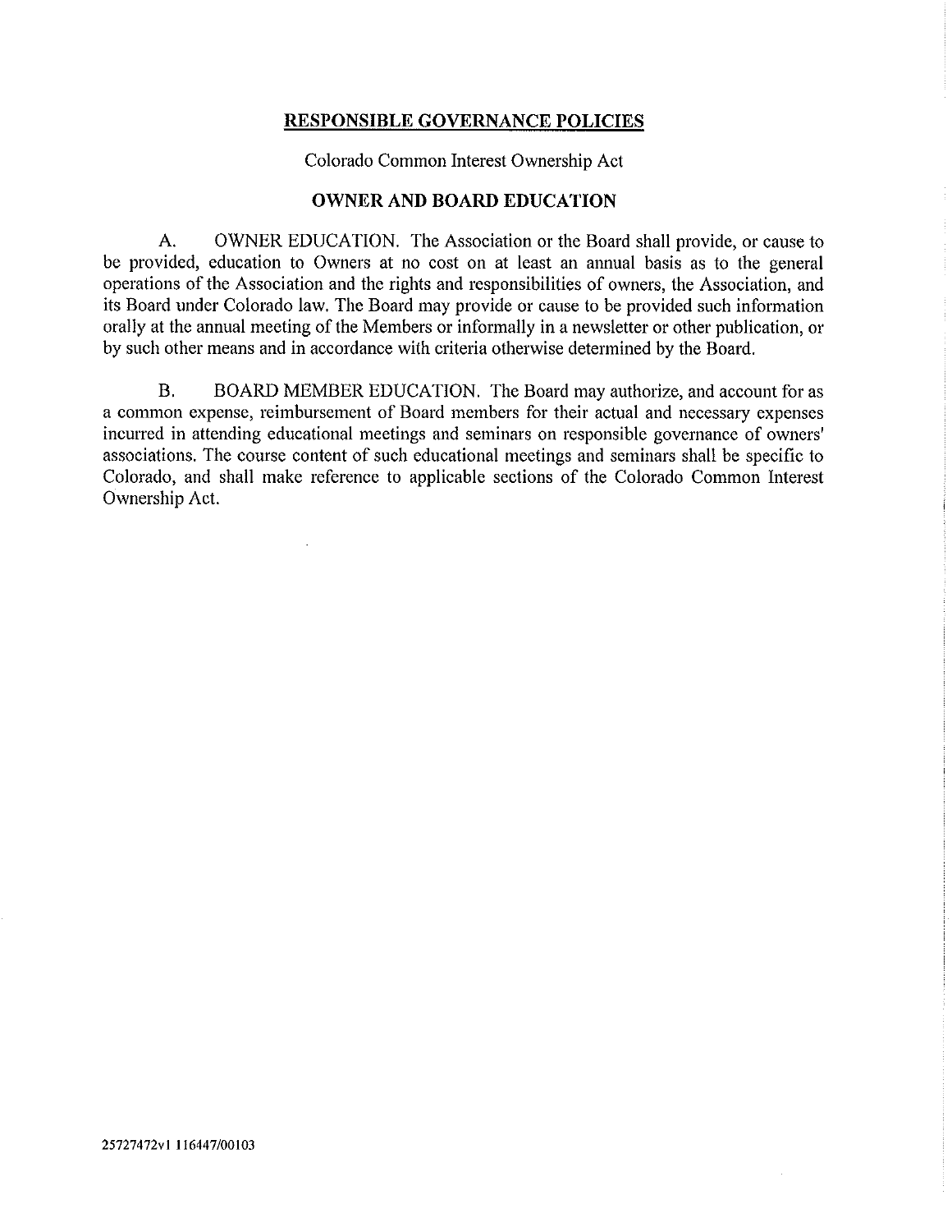## RESPONSIBLE GOVERNANCE POLICIES

Colorado Common Interest Ownership Act

### OWNER AND BOARD EDUCATION

A. OWNER EDUCATION. The Association or the Board shall provide, or cause to be provided, education to Owners at no cost on at least an annual basis as to the general operations of the Association and the rights and responsibilities of owners, the Association, and its Board under Colorado law. The Board may provide or cause to be provided such information orally at the annual meeting of the Members or informally in a newsletter or other publication, or by such other means and in accordance with criteria otherwise determined by the Board.

B. BOARD MEMBER EDUCATION. The Board may authorize, and account for as a common expense, reimbursement of Board members for their actual and necessary expenses incurred in attending educational meetings and seminars on responsible governance of owners' associations. The course content of such educational meetings and seminars shall be specific to Colorado, and shall make reference to applicable sections of the Colorado Common Interest Ownership Act.

25727472v1 116447/00103